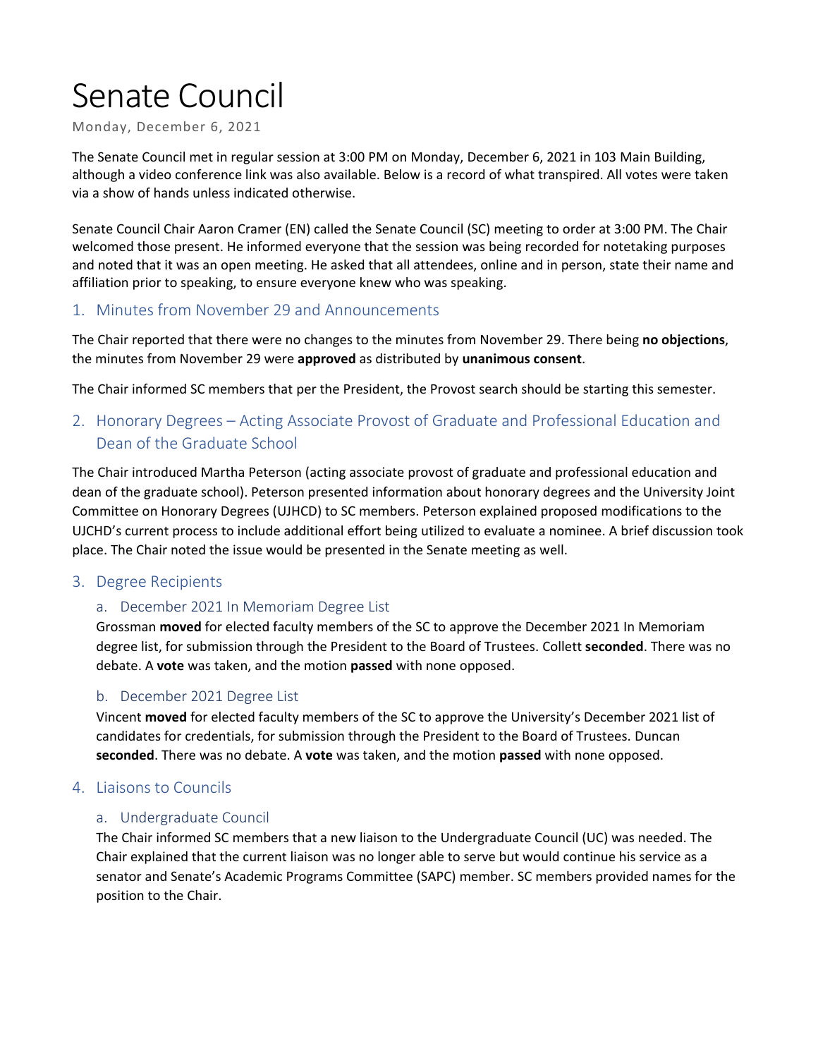# Senate Council

Monday, December 6, 2021

The Senate Council met in regular session at 3:00 PM on Monday, December 6, 2021 in 103 Main Building, although a video conference link was also available. Below is a record of what transpired. All votes were taken via a show of hands unless indicated otherwise.

Senate Council Chair Aaron Cramer (EN) called the Senate Council (SC) meeting to order at 3:00 PM. The Chair welcomed those present. He informed everyone that the session was being recorded for notetaking purposes and noted that it was an open meeting. He asked that all attendees, online and in person, state their name and affiliation prior to speaking, to ensure everyone knew who was speaking.

## 1. Minutes from November 29 and Announcements

The Chair reported that there were no changes to the minutes from November 29. There being **no objections**, the minutes from November 29 were **approved** as distributed by **unanimous consent**.

The Chair informed SC members that per the President, the Provost search should be starting this semester.

## 2. Honorary Degrees – Acting Associate Provost of Graduate and Professional Education and Dean of the Graduate School

The Chair introduced Martha Peterson (acting associate provost of graduate and professional education and dean of the graduate school). Peterson presented information about honorary degrees and the University Joint Committee on Honorary Degrees (UJHCD) to SC members. Peterson explained proposed modifications to the UJCHD's current process to include additional effort being utilized to evaluate a nominee. A brief discussion took place. The Chair noted the issue would be presented in the Senate meeting as well.

## 3. Degree Recipients

### a. December 2021 In Memoriam Degree List

Grossman **moved** for elected faculty members of the SC to approve the December 2021 In Memoriam degree list, for submission through the President to the Board of Trustees. Collett **seconded**. There was no debate. A **vote** was taken, and the motion **passed** with none opposed.

### b. December 2021 Degree List

Vincent **moved** for elected faculty members of the SC to approve the University's December 2021 list of candidates for credentials, for submission through the President to the Board of Trustees. Duncan **seconded**. There was no debate. A **vote** was taken, and the motion **passed** with none opposed.

## 4. Liaisons to Councils

### a. Undergraduate Council

The Chair informed SC members that a new liaison to the Undergraduate Council (UC) was needed. The Chair explained that the current liaison was no longer able to serve but would continue his service as a senator and Senate's Academic Programs Committee (SAPC) member. SC members provided names for the position to the Chair.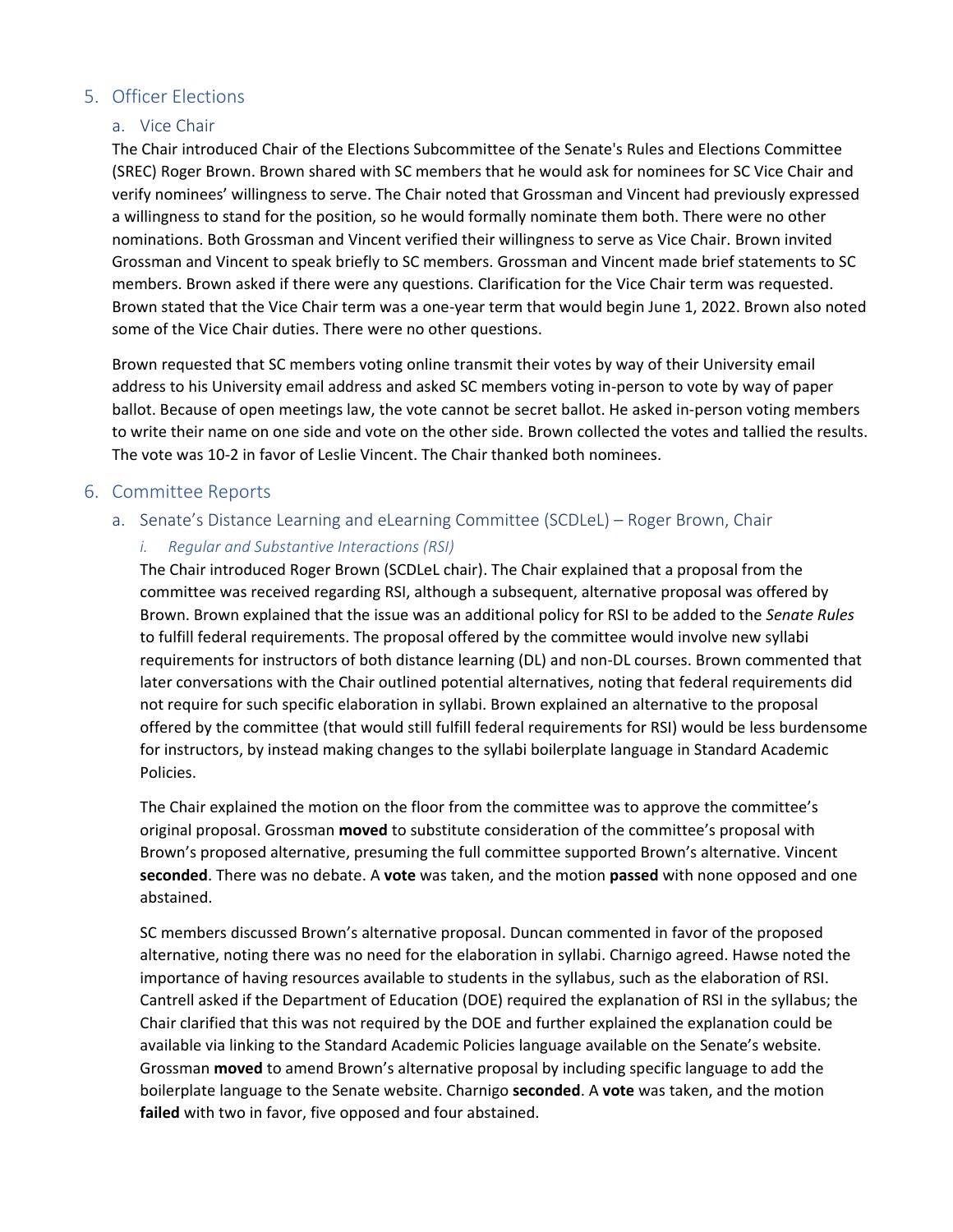## 5. Officer Elections

### a. Vice Chair

The Chair introduced Chair of the Elections Subcommittee of the Senate's Rules and Elections Committee (SREC) Roger Brown. Brown shared with SC members that he would ask for nominees for SC Vice Chair and verify nominees' willingness to serve. The Chair noted that Grossman and Vincent had previously expressed a willingness to stand for the position, so he would formally nominate them both. There were no other nominations. Both Grossman and Vincent verified their willingness to serve as Vice Chair. Brown invited Grossman and Vincent to speak briefly to SC members. Grossman and Vincent made brief statements to SC members. Brown asked if there were any questions. Clarification for the Vice Chair term was requested. Brown stated that the Vice Chair term was a one-year term that would begin June 1, 2022. Brown also noted some of the Vice Chair duties. There were no other questions.

Brown requested that SC members voting online transmit their votes by way of their University email address to his University email address and asked SC members voting in-person to vote by way of paper ballot. Because of open meetings law, the vote cannot be secret ballot. He asked in-person voting members to write their name on one side and vote on the other side. Brown collected the votes and tallied the results. The vote was 10-2 in favor of Leslie Vincent. The Chair thanked both nominees.

## 6. Committee Reports

### a. Senate's Distance Learning and eLearning Committee (SCDLeL) – Roger Brown, Chair

#### *i. Regular and Substantive Interactions (RSI)*

The Chair introduced Roger Brown (SCDLeL chair). The Chair explained that a proposal from the committee was received regarding RSI, although a subsequent, alternative proposal was offered by Brown. Brown explained that the issue was an additional policy for RSI to be added to the *Senate Rules* to fulfill federal requirements. The proposal offered by the committee would involve new syllabi requirements for instructors of both distance learning (DL) and non-DL courses. Brown commented that later conversations with the Chair outlined potential alternatives, noting that federal requirements did not require for such specific elaboration in syllabi. Brown explained an alternative to the proposal offered by the committee (that would still fulfill federal requirements for RSI) would be less burdensome for instructors, by instead making changes to the syllabi boilerplate language in Standard Academic Policies.

The Chair explained the motion on the floor from the committee was to approve the committee's original proposal. Grossman **moved** to substitute consideration of the committee's proposal with Brown's proposed alternative, presuming the full committee supported Brown's alternative. Vincent **seconded**. There was no debate. A **vote** was taken, and the motion **passed** with none opposed and one abstained.

SC members discussed Brown's alternative proposal. Duncan commented in favor of the proposed alternative, noting there was no need for the elaboration in syllabi. Charnigo agreed. Hawse noted the importance of having resources available to students in the syllabus, such as the elaboration of RSI. Cantrell asked if the Department of Education (DOE) required the explanation of RSI in the syllabus; the Chair clarified that this was not required by the DOE and further explained the explanation could be available via linking to the Standard Academic Policies language available on the Senate's website. Grossman **moved** to amend Brown's alternative proposal by including specific language to add the boilerplate language to the Senate website. Charnigo **seconded**. A **vote** was taken, and the motion **failed** with two in favor, five opposed and four abstained.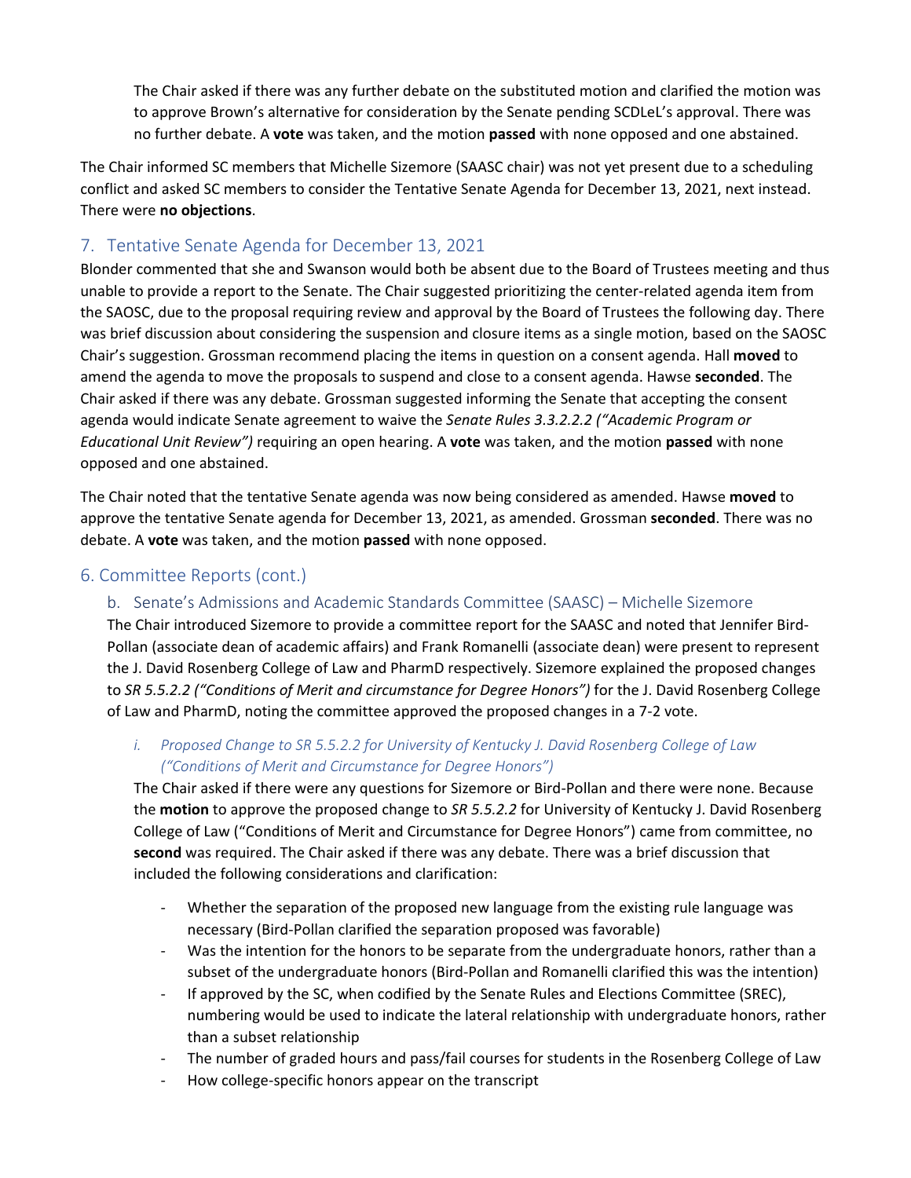The Chair asked if there was any further debate on the substituted motion and clarified the motion was to approve Brown's alternative for consideration by the Senate pending SCDLeL's approval. There was no further debate. A **vote** was taken, and the motion **passed** with none opposed and one abstained.

The Chair informed SC members that Michelle Sizemore (SAASC chair) was not yet present due to a scheduling conflict and asked SC members to consider the Tentative Senate Agenda for December 13, 2021, next instead. There were **no objections**.

## 7. Tentative Senate Agenda for December 13, 2021

Blonder commented that she and Swanson would both be absent due to the Board of Trustees meeting and thus unable to provide a report to the Senate. The Chair suggested prioritizing the center-related agenda item from the SAOSC, due to the proposal requiring review and approval by the Board of Trustees the following day. There was brief discussion about considering the suspension and closure items as a single motion, based on the SAOSC Chair's suggestion. Grossman recommend placing the items in question on a consent agenda. Hall **moved** to amend the agenda to move the proposals to suspend and close to a consent agenda. Hawse **seconded**. The Chair asked if there was any debate. Grossman suggested informing the Senate that accepting the consent agenda would indicate Senate agreement to waive the *Senate Rules 3.3.2.2.2 ("Academic Program or Educational Unit Review")* requiring an open hearing. A **vote** was taken, and the motion **passed** with none opposed and one abstained.

The Chair noted that the tentative Senate agenda was now being considered as amended. Hawse **moved** to approve the tentative Senate agenda for December 13, 2021, as amended. Grossman **seconded**. There was no debate. A **vote** was taken, and the motion **passed** with none opposed.

## 6. Committee Reports (cont.)

### b. Senate's Admissions and Academic Standards Committee (SAASC) – Michelle Sizemore

The Chair introduced Sizemore to provide a committee report for the SAASC and noted that Jennifer Bird-Pollan (associate dean of academic affairs) and Frank Romanelli (associate dean) were present to represent the J. David Rosenberg College of Law and PharmD respectively. Sizemore explained the proposed changes to *SR 5.5.2.2 ("Conditions of Merit and circumstance for Degree Honors")* for the J. David Rosenberg College of Law and PharmD, noting the committee approved the proposed changes in a 7-2 vote.

#### *i. Proposed Change to SR 5.5.2.2 for University of Kentucky J. David Rosenberg College of Law ("Conditions of Merit and Circumstance for Degree Honors")*

The Chair asked if there were any questions for Sizemore or Bird-Pollan and there were none. Because the **motion** to approve the proposed change to *SR 5.5.2.2* for University of Kentucky J. David Rosenberg College of Law ("Conditions of Merit and Circumstance for Degree Honors") came from committee, no **second** was required. The Chair asked if there was any debate. There was a brief discussion that included the following considerations and clarification:

- Whether the separation of the proposed new language from the existing rule language was necessary (Bird-Pollan clarified the separation proposed was favorable)
- Was the intention for the honors to be separate from the undergraduate honors, rather than a subset of the undergraduate honors (Bird-Pollan and Romanelli clarified this was the intention)
- If approved by the SC, when codified by the Senate Rules and Elections Committee (SREC), numbering would be used to indicate the lateral relationship with undergraduate honors, rather than a subset relationship
- The number of graded hours and pass/fail courses for students in the Rosenberg College of Law
- How college-specific honors appear on the transcript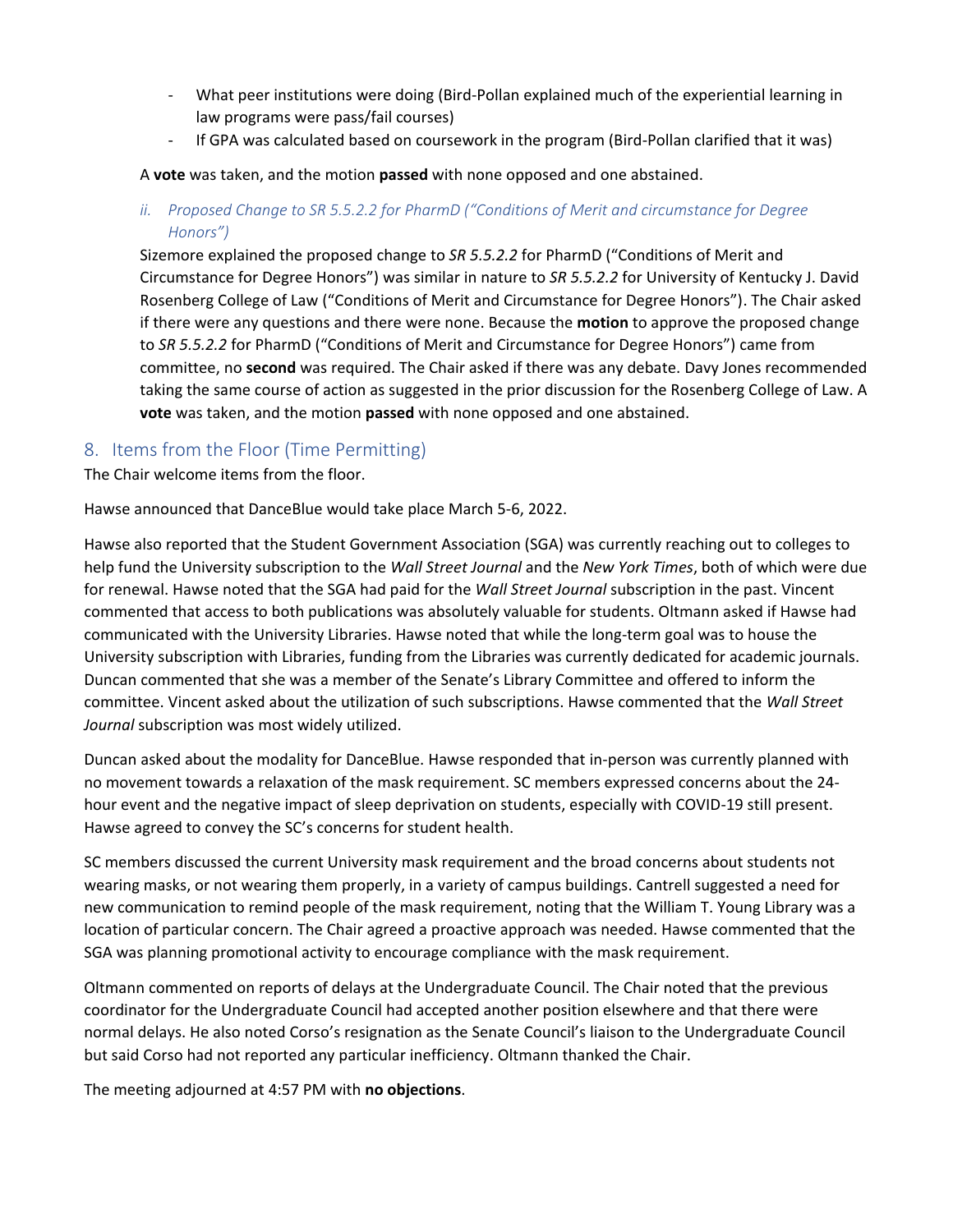- What peer institutions were doing (Bird-Pollan explained much of the experiential learning in law programs were pass/fail courses)
- If GPA was calculated based on coursework in the program (Bird-Pollan clarified that it was)

A **vote** was taken, and the motion **passed** with none opposed and one abstained.

### *ii. Proposed Change to SR 5.5.2.2 for PharmD ("Conditions of Merit and circumstance for Degree Honors")*

Sizemore explained the proposed change to *SR 5.5.2.2* for PharmD ("Conditions of Merit and Circumstance for Degree Honors") was similar in nature to *SR 5.5.2.2* for University of Kentucky J. David Rosenberg College of Law ("Conditions of Merit and Circumstance for Degree Honors"). The Chair asked if there were any questions and there were none. Because the **motion** to approve the proposed change to *SR 5.5.2.2* for PharmD ("Conditions of Merit and Circumstance for Degree Honors") came from committee, no **second** was required. The Chair asked if there was any debate. Davy Jones recommended taking the same course of action as suggested in the prior discussion for the Rosenberg College of Law. A **vote** was taken, and the motion **passed** with none opposed and one abstained.

## 8. Items from the Floor (Time Permitting)

The Chair welcome items from the floor.

Hawse announced that DanceBlue would take place March 5-6, 2022.

Hawse also reported that the Student Government Association (SGA) was currently reaching out to colleges to help fund the University subscription to the *Wall Street Journal* and the *New York Times*, both of which were due for renewal. Hawse noted that the SGA had paid for the *Wall Street Journal* subscription in the past. Vincent commented that access to both publications was absolutely valuable for students. Oltmann asked if Hawse had communicated with the University Libraries. Hawse noted that while the long-term goal was to house the University subscription with Libraries, funding from the Libraries was currently dedicated for academic journals. Duncan commented that she was a member of the Senate's Library Committee and offered to inform the committee. Vincent asked about the utilization of such subscriptions. Hawse commented that the *Wall Street Journal* subscription was most widely utilized.

Duncan asked about the modality for DanceBlue. Hawse responded that in-person was currently planned with no movement towards a relaxation of the mask requirement. SC members expressed concerns about the 24-hour event and the negative impact of sleep deprivation on students, especially with COVID-19 still present. Hawse agreed to convey the SC's concerns for student health.

SC members discussed the current University mask requirement and the broad concerns about students not wearing masks, or not wearing them properly, in a variety of campus buildings. Cantrell suggested a need for new communication to remind people of the mask requirement, noting that the William T. Young Library was a location of particular concern. The Chair agreed a proactive approach was needed. Hawse commented that the SGA was planning promotional activity to encourage compliance with the mask requirement.

Oltmann commented on reports of delays at the Undergraduate Council. The Chair noted that the previous coordinator for the Undergraduate Council had accepted another position elsewhere and that there were normal delays. He also noted Corso's resignation as the Senate Council's liaison to the Undergraduate Council but said Corso had not reported any particular inefficiency. Oltmann thanked the Chair.

The meeting adjourned at 4:57 PM with **no objections**.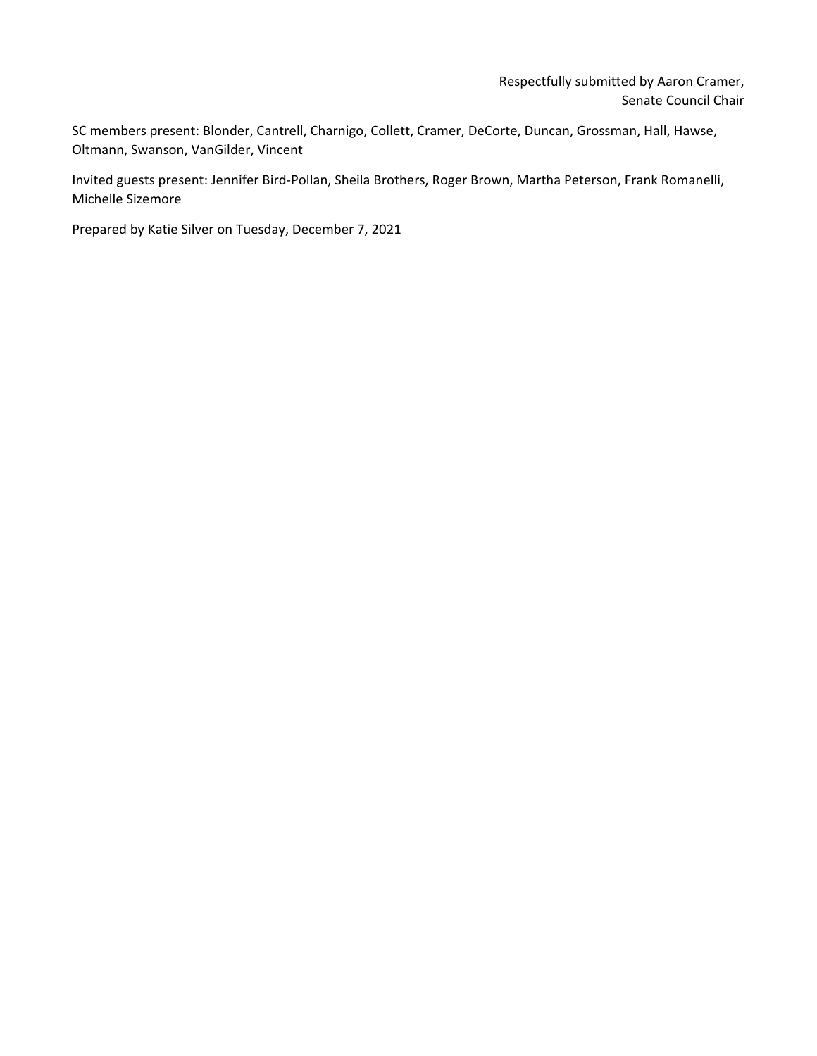Respectfully submitted by Aaron Cramer,
Senate Council Chair

SC members present: Blonder, Cantrell, Charnigo, Collett, Cramer, DeCorte, Duncan, Grossman, Hall, Hawse, Oltmann, Swanson, VanGilder, Vincent

Invited guests present: Jennifer Bird-Pollan, Sheila Brothers, Roger Brown, Martha Peterson, Frank Romanelli, Michelle Sizemore

Prepared by Katie Silver on Tuesday, December 7, 2021